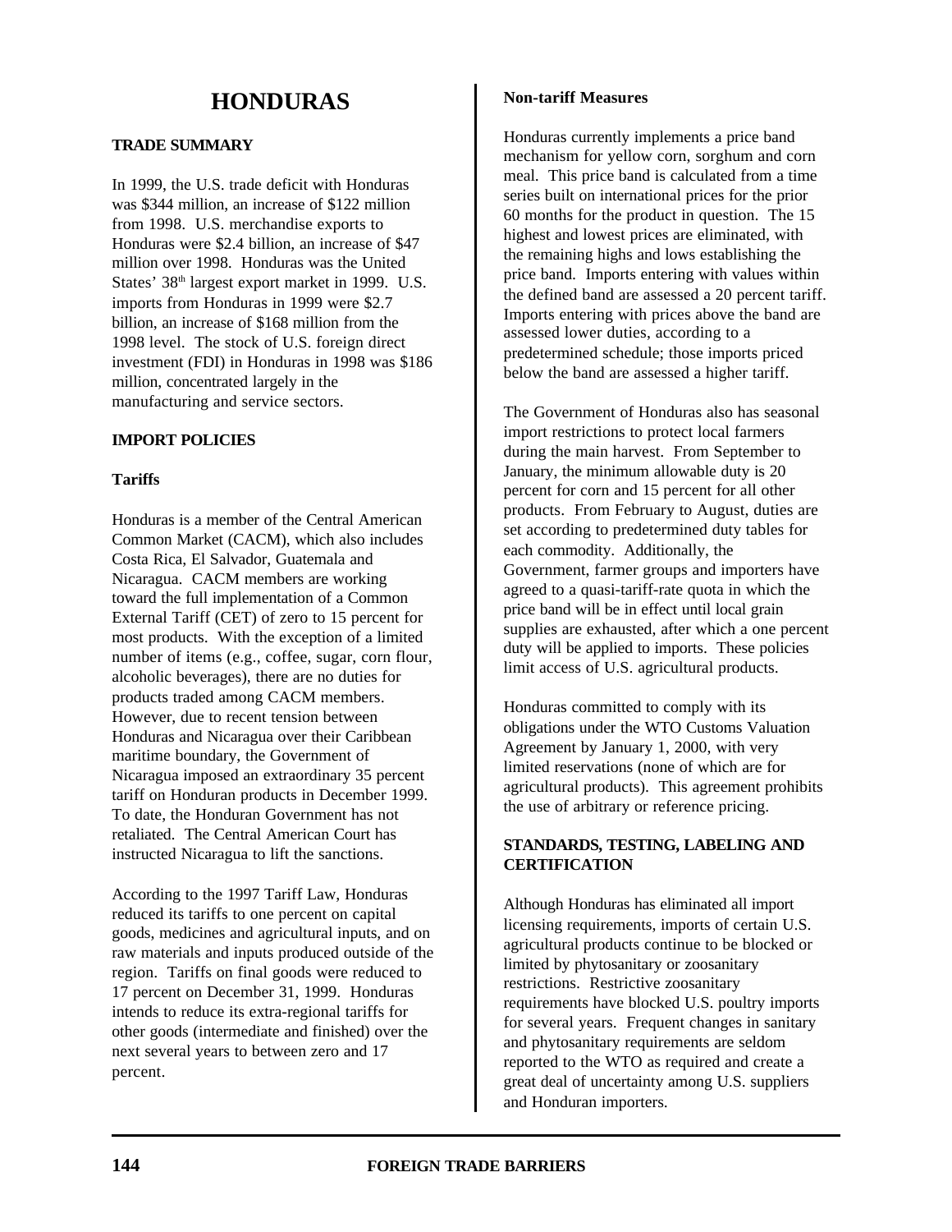# HONDURAS

**TRADE SUMMARY**

In 1999, the U.S. trade deficit with Honduras was $344 million, an increase of $122 million from 1998. U.S. merchandise exports to Honduras were $2.4 billion, an increase of $47 million over 1998. Honduras was the United States' 38th largest export market in 1999. U.S. imports from Honduras in 1999 were $2.7 billion, an increase of $168 million from the 1998 level. The stock of U.S. foreign direct investment (FDI) in Honduras in 1998 was $186 million, concentrated largely in the manufacturing and service sectors.

**IMPORT POLICIES**

**Tariffs**

Honduras is a member of the Central American Common Market (CACM), which also includes Costa Rica, El Salvador, Guatemala and Nicaragua. CACM members are working toward the full implementation of a Common External Tariff (CET) of zero to 15 percent for most products. With the exception of a limited number of items (e.g., coffee, sugar, corn flour, alcoholic beverages), there are no duties for products traded among CACM members. However, due to recent tension between Honduras and Nicaragua over their Caribbean maritime boundary, the Government of Nicaragua imposed an extraordinary 35 percent tariff on Honduran products in December 1999. To date, the Honduran Government has not retaliated. The Central American Court has instructed Nicaragua to lift the sanctions.

According to the 1997 Tariff Law, Honduras reduced its tariffs to one percent on capital goods, medicines and agricultural inputs, and on raw materials and inputs produced outside of the region. Tariffs on final goods were reduced to 17 percent on December 31, 1999. Honduras intends to reduce its extra-regional tariffs for other goods (intermediate and finished) over the next several years to between zero and 17 percent.

**Non-tariff Measures**

Honduras currently implements a price band mechanism for yellow corn, sorghum and corn meal. This price band is calculated from a time series built on international prices for the prior 60 months for the product in question. The 15 highest and lowest prices are eliminated, with the remaining highs and lows establishing the price band. Imports entering with values within the defined band are assessed a 20 percent tariff. Imports entering with prices above the band are assessed lower duties, according to a predetermined schedule; those imports priced below the band are assessed a higher tariff.

The Government of Honduras also has seasonal import restrictions to protect local farmers during the main harvest. From September to January, the minimum allowable duty is 20 percent for corn and 15 percent for all other products. From February to August, duties are set according to predetermined duty tables for each commodity. Additionally, the Government, farmer groups and importers have agreed to a quasi-tariff-rate quota in which the price band will be in effect until local grain supplies are exhausted, after which a one percent duty will be applied to imports. These policies limit access of U.S. agricultural products.

Honduras committed to comply with its obligations under the WTO Customs Valuation Agreement by January 1, 2000, with very limited reservations (none of which are for agricultural products). This agreement prohibits the use of arbitrary or reference pricing.

**STANDARDS, TESTING, LABELING AND CERTIFICATION**

Although Honduras has eliminated all import licensing requirements, imports of certain U.S. agricultural products continue to be blocked or limited by phytosanitary or zoosanitary restrictions. Restrictive zoosanitary requirements have blocked U.S. poultry imports for several years. Frequent changes in sanitary and phytosanitary requirements are seldom reported to the WTO as required and create a great deal of uncertainty among U.S. suppliers and Honduran importers.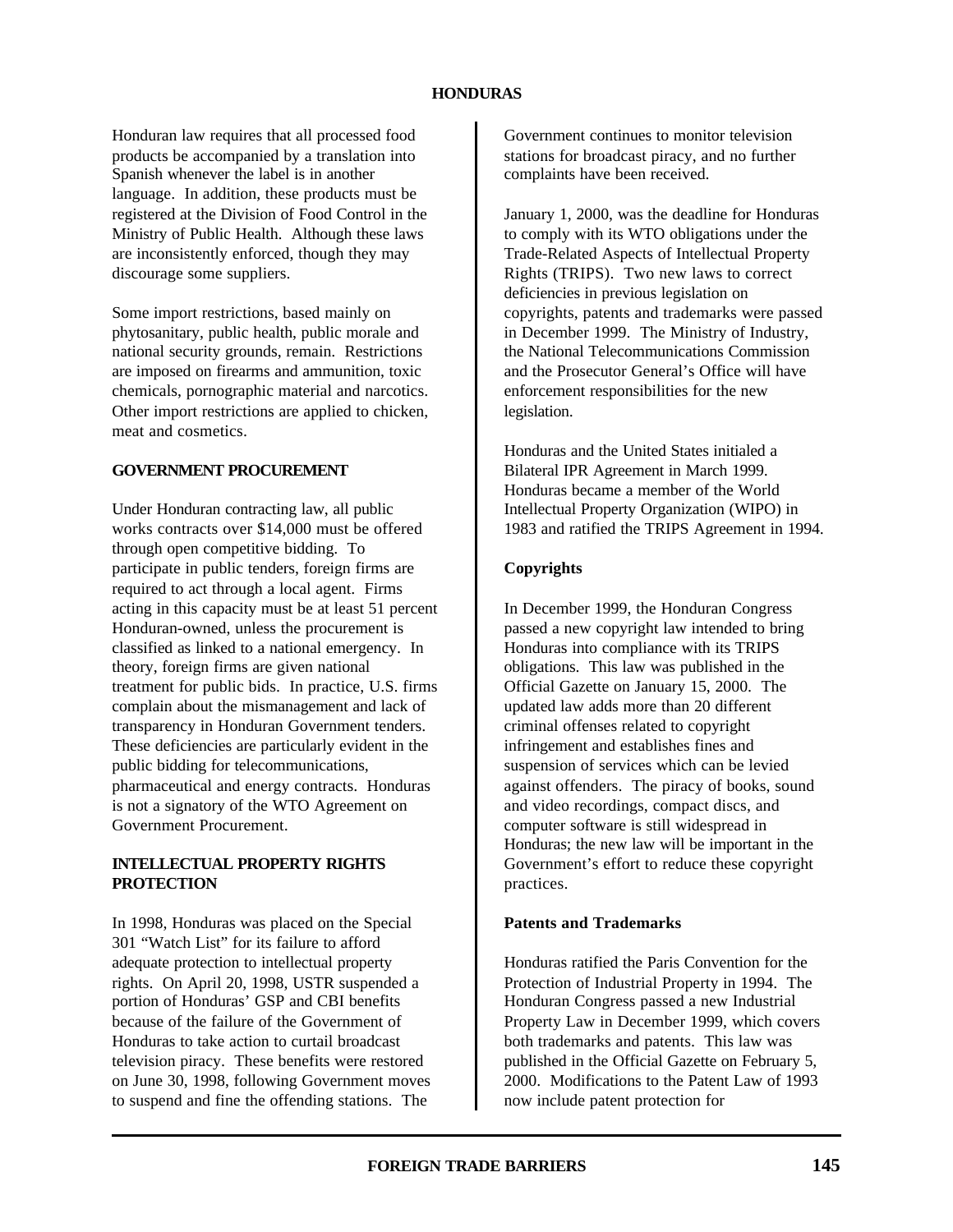Honduran law requires that all processed food products be accompanied by a translation into Spanish whenever the label is in another language. In addition, these products must be registered at the Division of Food Control in the Ministry of Public Health. Although these laws are inconsistently enforced, though they may discourage some suppliers.

Some import restrictions, based mainly on phytosanitary, public health, public morale and national security grounds, remain. Restrictions are imposed on firearms and ammunition, toxic chemicals, pornographic material and narcotics. Other import restrictions are applied to chicken, meat and cosmetics.

## GOVERNMENT PROCUREMENT

Under Honduran contracting law, all public works contracts over $14,000 must be offered through open competitive bidding. To participate in public tenders, foreign firms are required to act through a local agent. Firms acting in this capacity must be at least 51 percent Honduran-owned, unless the procurement is classified as linked to a national emergency. In theory, foreign firms are given national treatment for public bids. In practice, U.S. firms complain about the mismanagement and lack of transparency in Honduran Government tenders. These deficiencies are particularly evident in the public bidding for telecommunications, pharmaceutical and energy contracts. Honduras is not a signatory of the WTO Agreement on Government Procurement.

## INTELLECTUAL PROPERTY RIGHTS PROTECTION

In 1998, Honduras was placed on the Special 301 "Watch List" for its failure to afford adequate protection to intellectual property rights. On April 20, 1998, USTR suspended a portion of Honduras' GSP and CBI benefits because of the failure of the Government of Honduras to take action to curtail broadcast television piracy. These benefits were restored on June 30, 1998, following Government moves to suspend and fine the offending stations. The Government continues to monitor television stations for broadcast piracy, and no further complaints have been received.

January 1, 2000, was the deadline for Honduras to comply with its WTO obligations under the Trade-Related Aspects of Intellectual Property Rights (TRIPS). Two new laws to correct deficiencies in previous legislation on copyrights, patents and trademarks were passed in December 1999. The Ministry of Industry, the National Telecommunications Commission and the Prosecutor General's Office will have enforcement responsibilities for the new legislation.

Honduras and the United States initialed a Bilateral IPR Agreement in March 1999. Honduras became a member of the World Intellectual Property Organization (WIPO) in 1983 and ratified the TRIPS Agreement in 1994.

### Copyrights

In December 1999, the Honduran Congress passed a new copyright law intended to bring Honduras into compliance with its TRIPS obligations. This law was published in the Official Gazette on January 15, 2000. The updated law adds more than 20 different criminal offenses related to copyright infringement and establishes fines and suspension of services which can be levied against offenders. The piracy of books, sound and video recordings, compact discs, and computer software is still widespread in Honduras; the new law will be important in the Government's effort to reduce these copyright practices.

### Patents and Trademarks

Honduras ratified the Paris Convention for the Protection of Industrial Property in 1994. The Honduran Congress passed a new Industrial Property Law in December 1999, which covers both trademarks and patents. This law was published in the Official Gazette on February 5, 2000. Modifications to the Patent Law of 1993 now include patent protection for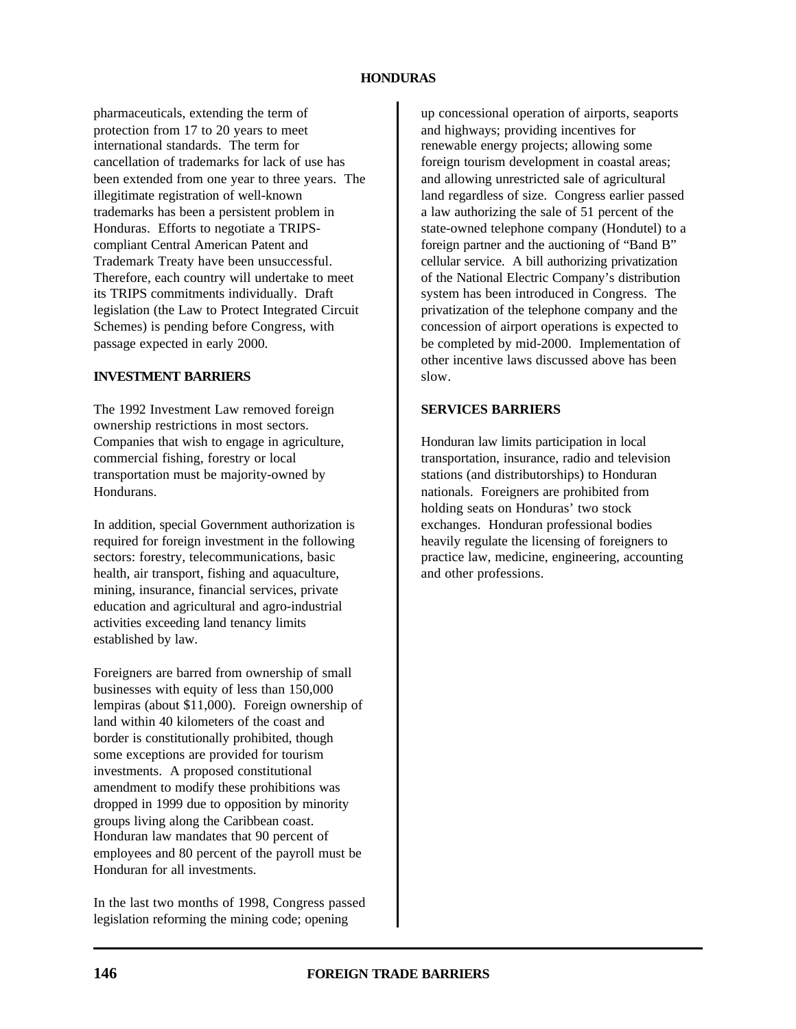pharmaceuticals, extending the term of protection from 17 to 20 years to meet international standards. The term for cancellation of trademarks for lack of use has been extended from one year to three years. The illegitimate registration of well-known trademarks has been a persistent problem in Honduras. Efforts to negotiate a TRIPS-compliant Central American Patent and Trademark Treaty have been unsuccessful. Therefore, each country will undertake to meet its TRIPS commitments individually. Draft legislation (the Law to Protect Integrated Circuit Schemes) is pending before Congress, with passage expected in early 2000.

## INVESTMENT BARRIERS

The 1992 Investment Law removed foreign ownership restrictions in most sectors. Companies that wish to engage in agriculture, commercial fishing, forestry or local transportation must be majority-owned by Hondurans.

In addition, special Government authorization is required for foreign investment in the following sectors: forestry, telecommunications, basic health, air transport, fishing and aquaculture, mining, insurance, financial services, private education and agricultural and agro-industrial activities exceeding land tenancy limits established by law.

Foreigners are barred from ownership of small businesses with equity of less than 150,000 lempiras (about $11,000). Foreign ownership of land within 40 kilometers of the coast and border is constitutionally prohibited, though some exceptions are provided for tourism investments. A proposed constitutional amendment to modify these prohibitions was dropped in 1999 due to opposition by minority groups living along the Caribbean coast. Honduran law mandates that 90 percent of employees and 80 percent of the payroll must be Honduran for all investments.

In the last two months of 1998, Congress passed legislation reforming the mining code; opening up concessional operation of airports, seaports and highways; providing incentives for renewable energy projects; allowing some foreign tourism development in coastal areas; and allowing unrestricted sale of agricultural land regardless of size. Congress earlier passed a law authorizing the sale of 51 percent of the state-owned telephone company (Hondutel) to a foreign partner and the auctioning of "Band B" cellular service. A bill authorizing privatization of the National Electric Company's distribution system has been introduced in Congress. The privatization of the telephone company and the concession of airport operations is expected to be completed by mid-2000. Implementation of other incentive laws discussed above has been slow.

## SERVICES BARRIERS

Honduran law limits participation in local transportation, insurance, radio and television stations (and distributorships) to Honduran nationals. Foreigners are prohibited from holding seats on Honduras' two stock exchanges. Honduran professional bodies heavily regulate the licensing of foreigners to practice law, medicine, engineering, accounting and other professions.